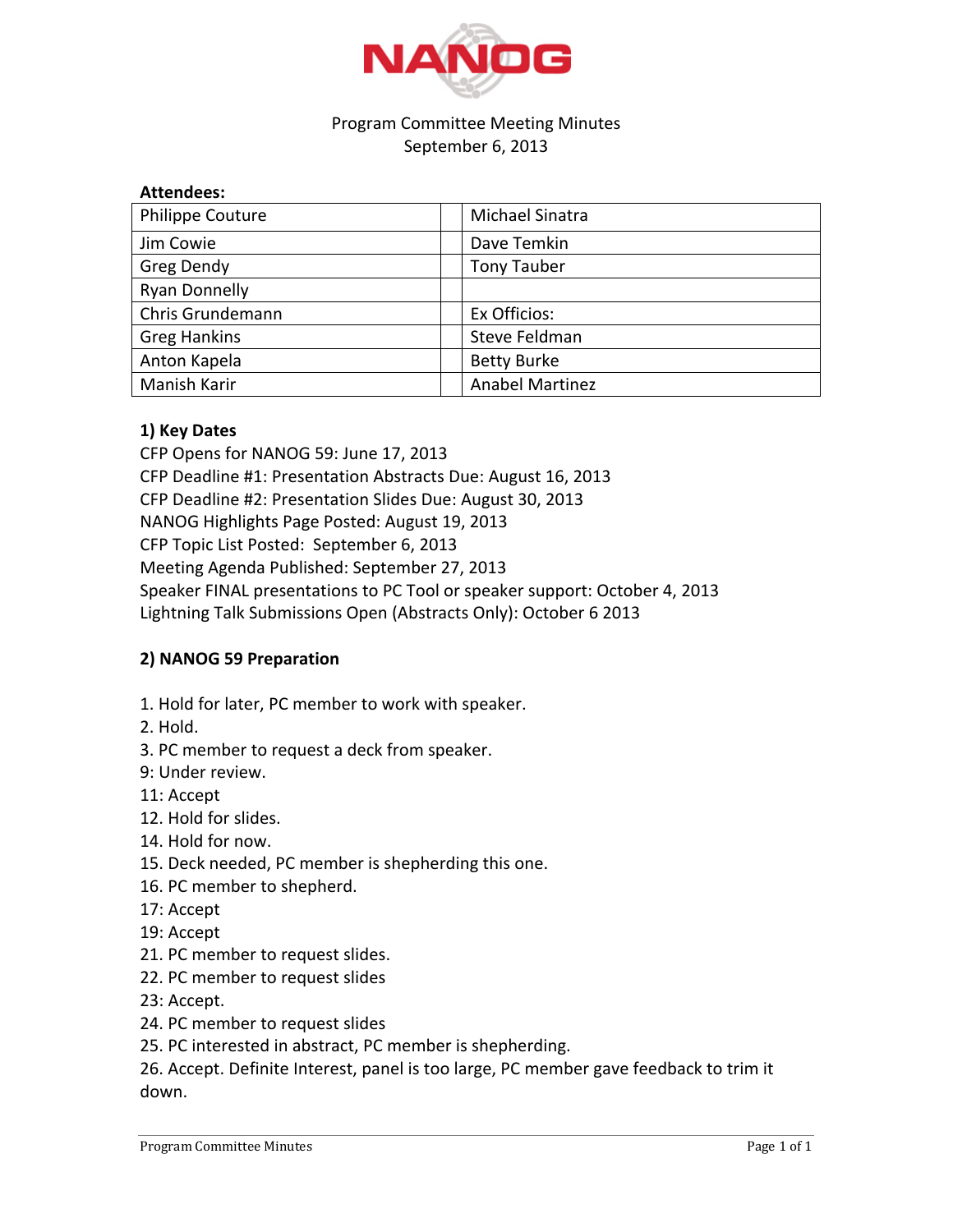# NANOG

Program Committee Meeting Minutes
September 6, 2013

**Attendees:**

| | | |
|---|---|---|
| Philippe Couture | | Michael Sinatra |
| Jim Cowie | | Dave Temkin |
| Greg Dendy | | Tony Tauber |
| Ryan Donnelly | | |
| Chris Grundemann | | Ex Officios: |
| Greg Hankins | | Steve Feldman |
| Anton Kapela | | Betty Burke |
| Manish Karir | | Anabel Martinez |

**1) Key Dates**

CFP Opens for NANOG 59: June 17, 2013
CFP Deadline #1: Presentation Abstracts Due: August 16, 2013
CFP Deadline #2: Presentation Slides Due: August 30, 2013
NANOG Highlights Page Posted: August 19, 2013
CFP Topic List Posted: September 6, 2013
Meeting Agenda Published: September 27, 2013
Speaker FINAL presentations to PC Tool or speaker support: October 4, 2013
Lightning Talk Submissions Open (Abstracts Only): October 6 2013

**2) NANOG 59 Preparation**

1. Hold for later, PC member to work with speaker.
2. Hold.
3. PC member to request a deck from speaker.
9: Under review.
11: Accept
12. Hold for slides.
14. Hold for now.
15. Deck needed, PC member is shepherding this one.
16. PC member to shepherd.
17: Accept
19: Accept
21. PC member to request slides.
22. PC member to request slides
23: Accept.
24. PC member to request slides
25. PC interested in abstract, PC member is shepherding.
26. Accept. Definite Interest, panel is too large, PC member gave feedback to trim it down.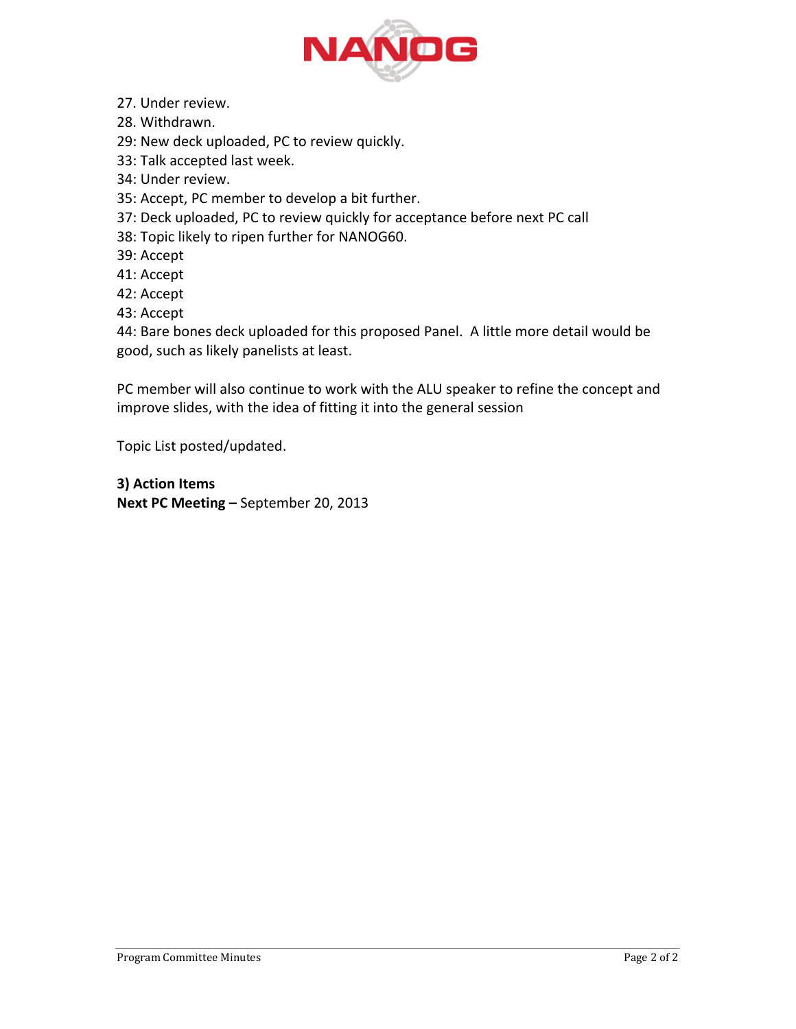27. Under review.
28. Withdrawn.
29: New deck uploaded, PC to review quickly.
33: Talk accepted last week.
34: Under review.
35: Accept, PC member to develop a bit further.
37: Deck uploaded, PC to review quickly for acceptance before next PC call
38: Topic likely to ripen further for NANOG60.
39: Accept
41: Accept
42: Accept
43: Accept
44: Bare bones deck uploaded for this proposed Panel. A little more detail would be good, such as likely panelists at least.

PC member will also continue to work with the ALU speaker to refine the concept and improve slides, with the idea of fitting it into the general session

Topic List posted/updated.

**3) Action Items**
**Next PC Meeting –** September 20, 2013